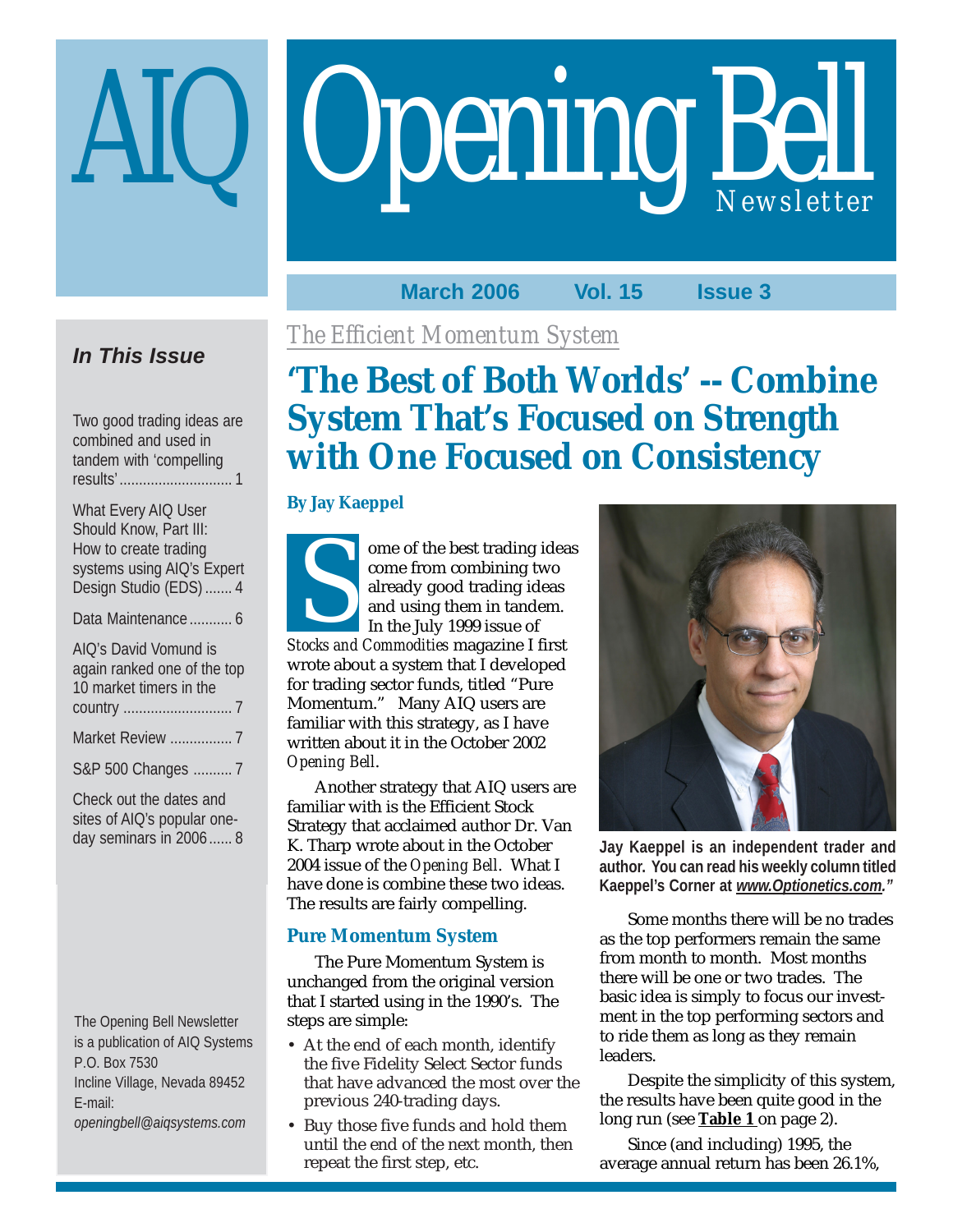# AIQ Opening Bell Newsletter

**March 2006 Vol. 15 Issue 3**

### *In This Issue*

- Two good trading ideas are combined and used in tandem with 'compelling results' ............ 1
- What Every AIQ User Should Know, Part III: How to create trading systems using AIQ's Expert Design Studio (EDS) ....... 4
- Data Maintenance ........... 6
- AIQ's David Vomund is again ranked one of the top 10 market timers in the country ............ 7
- Market Review ................ 7
- S&P 500 Changes .......... 7
- Check out the dates and sites of AIQ's popular one-day seminars in 2006 ...... 8

The Opening Bell Newsletter is a publication of AIQ Systems
P.O. Box 7530
Incline Village, Nevada 89452
E-mail:
*openingbell@aiqsystems.com*

*The Efficient Momentum System*

# 'The Best of Both Worlds' -- Combine System That's Focused on Strength with One Focused on Consistency

**By Jay Kaeppel**

Some of the best trading ideas come from combining two already good trading ideas and using them in tandem. In the July 1999 issue of *Stocks and Commodities* magazine I first wrote about a system that I developed for trading sector funds, titled "Pure Momentum." Many AIQ users are familiar with this strategy, as I have written about it in the October 2002 *Opening Bell*.

Another strategy that AIQ users are familiar with is the Efficient Stock Strategy that acclaimed author Dr. Van K. Tharp wrote about in the October 2004 issue of the *Opening Bell*. What I have done is combine these two ideas. The results are fairly compelling.

## Pure Momentum System

The Pure Momentum System is unchanged from the original version that I started using in the 1990's. The steps are simple:

- At the end of each month, identify the five Fidelity Select Sector funds that have advanced the most over the previous 240-trading days.
- Buy those five funds and hold them until the end of the next month, then repeat the first step, etc.

**Jay Kaeppel is an independent trader and author. You can read his weekly column titled Kaeppel's Corner at *www.Optionetics.com*."**

Some months there will be no trades as the top performers remain the same from month to month. Most months there will be one or two trades. The basic idea is simply to focus our investment in the top performing sectors and to ride them as long as they remain leaders.

Despite the simplicity of this system, the results have been quite good in the long run (see **Table 1** on page 2).

Since (and including) 1995, the average annual return has been 26.1%,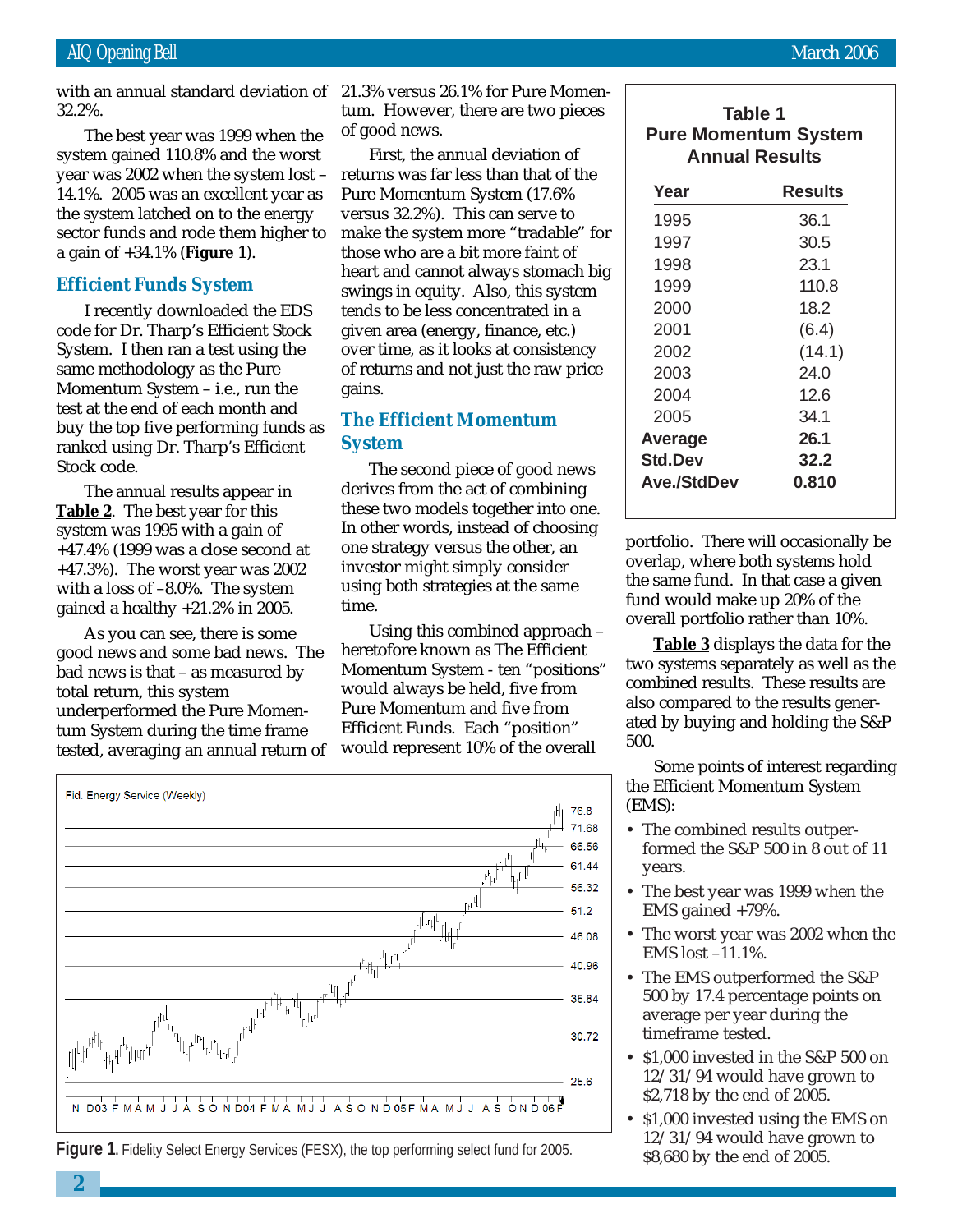with an annual standard deviation of 32.2%.

The best year was 1999 when the system gained 110.8% and the worst year was 2002 when the system lost –14.1%. 2005 was an excellent year as the system latched on to the energy sector funds and rode them higher to a gain of +34.1% (**Figure 1**).

## Efficient Funds System

I recently downloaded the EDS code for Dr. Tharp's Efficient Stock System. I then ran a test using the same methodology as the Pure Momentum System – i.e., run the test at the end of each month and buy the top five performing funds as ranked using Dr. Tharp's Efficient Stock code.

The annual results appear in **Table 2**. The best year for this system was 1995 with a gain of +47.4% (1999 was a close second at +47.3%). The worst year was 2002 with a loss of –8.0%. The system gained a healthy +21.2% in 2005.

As you can see, there is some good news and some bad news. The bad news is that – as measured by total return, this system underperformed the Pure Momentum System during the time frame tested, averaging an annual return of 21.3% versus 26.1% for Pure Momentum. However, there are two pieces of good news.

First, the annual deviation of returns was far less than that of the Pure Momentum System (17.6% versus 32.2%). This can serve to make the system more "tradable" for those who are a bit more faint of heart and cannot always stomach big swings in equity. Also, this system tends to be less concentrated in a given area (energy, finance, etc.) over time, as it looks at consistency of returns and not just the raw price gains.

## The Efficient Momentum System

The second piece of good news derives from the act of combining these two models together into one. In other words, instead of choosing one strategy versus the other, an investor might simply consider using both strategies at the same time.

Using this combined approach – heretofore known as The Efficient Momentum System - ten "positions" would always be held, five from Pure Momentum and five from Efficient Funds. Each "position" would represent 10% of the overall portfolio. There will occasionally be overlap, where both systems hold the same fund. In that case a given fund would make up 20% of the overall portfolio rather than 10%.

**Table 1**
**Pure Momentum System**
**Annual Results**

| Year | Results |
|---|---|
| 1995 | 36.1 |
| 1997 | 30.5 |
| 1998 | 23.1 |
| 1999 | 110.8 |
| 2000 | 18.2 |
| 2001 | (6.4) |
| 2002 | (14.1) |
| 2003 | 24.0 |
| 2004 | 12.6 |
| 2005 | 34.1 |
| **Average** | **26.1** |
| **Std.Dev** | **32.2** |
| **Ave./StdDev** | **0.810** |

**Table 3** displays the data for the two systems separately as well as the combined results. These results are also compared to the results generated by buying and holding the S&P 500.

Some points of interest regarding the Efficient Momentum System (EMS):

- The combined results outperformed the S&P 500 in 8 out of 11 years.
- The best year was 1999 when the EMS gained +79%.
- The worst year was 2002 when the EMS lost –11.1%.
- The EMS outperformed the S&P 500 by 17.4 percentage points on average per year during the timeframe tested.
- $1,000 invested in the S&P 500 on 12/31/94 would have grown to $2,718 by the end of 2005.
- $1,000 invested using the EMS on 12/31/94 would have grown to $8,680 by the end of 2005.

**Figure 1**. Fidelity Select Energy Services (FESX), the top performing select fund for 2005.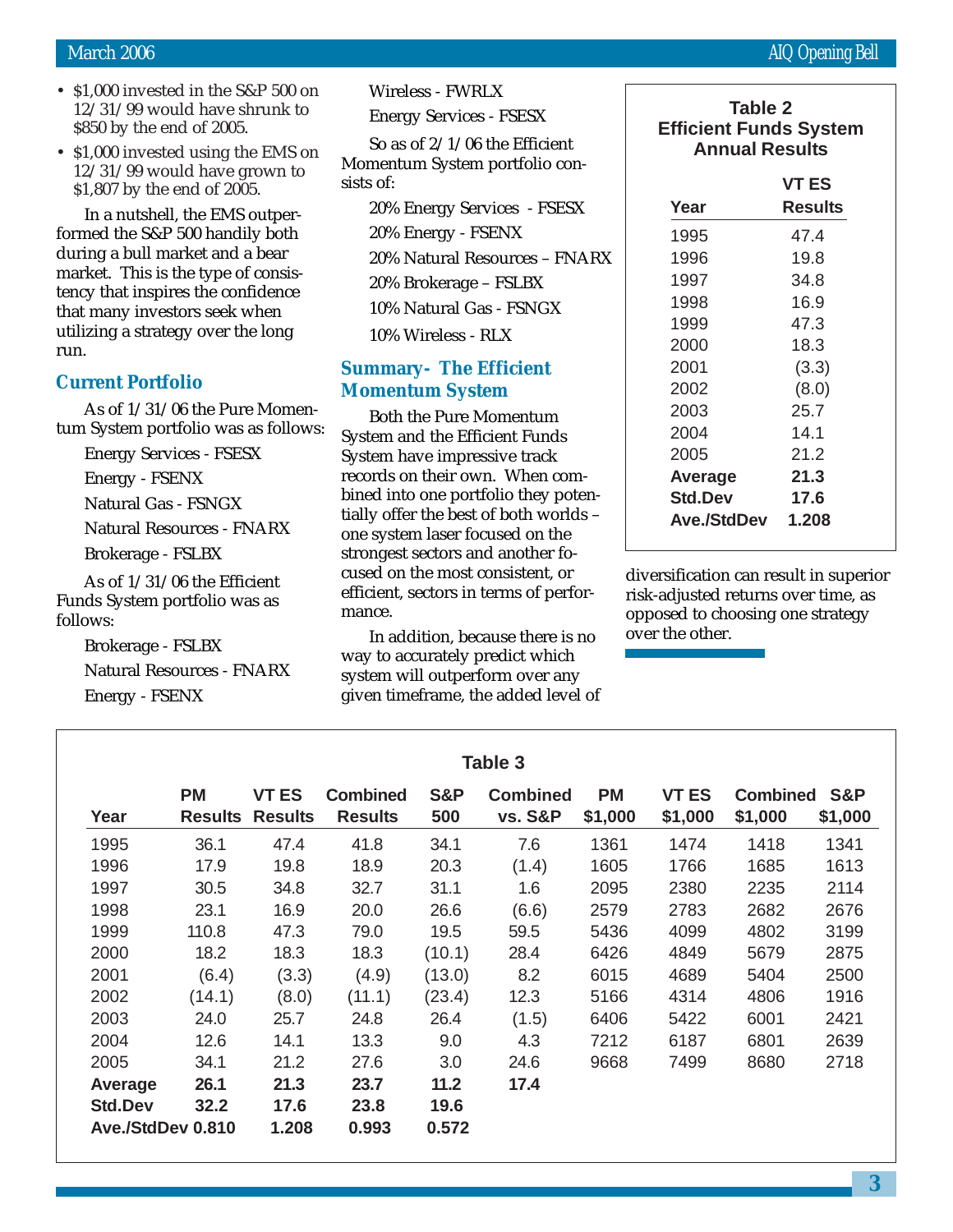- $1,000 invested in the S&P 500 on 12/31/99 would have shrunk to $850 by the end of 2005.
- $1,000 invested using the EMS on 12/31/99 would have grown to $1,807 by the end of 2005.

In a nutshell, the EMS outperformed the S&P 500 handily both during a bull market and a bear market. This is the type of consistency that inspires the confidence that many investors seek when utilizing a strategy over the long run.

### Current Portfolio

As of 1/31/06 the Pure Momentum System portfolio was as follows:

Energy Services - FSESX
Energy - FSENX
Natural Gas - FSNGX
Natural Resources - FNARX
Brokerage - FSLBX

As of 1/31/06 the Efficient Funds System portfolio was as follows:

Brokerage - FSLBX
Natural Resources - FNARX
Energy - FSENX
Wireless - FWRLX
Energy Services - FSESX

So as of 2/1/06 the Efficient Momentum System portfolio consists of:

20% Energy Services - FSESX
20% Energy - FSENX
20% Natural Resources – FNARX
20% Brokerage – FSLBX
10% Natural Gas - FSNGX
10% Wireless - RLX

### Summary- The Efficient Momentum System

Both the Pure Momentum System and the Efficient Funds System have impressive track records on their own. When combined into one portfolio they potentially offer the best of both worlds – one system laser focused on the strongest sectors and another focused on the most consistent, or efficient, sectors in terms of performance.

In addition, because there is no way to accurately predict which system will outperform over any given timeframe, the added level of diversification can result in superior risk-adjusted returns over time, as opposed to choosing one strategy over the other.

**Table 2**
**Efficient Funds System Annual Results**

| Year | VT ES Results |
|---|---|
| 1995 | 47.4 |
| 1996 | 19.8 |
| 1997 | 34.8 |
| 1998 | 16.9 |
| 1999 | 47.3 |
| 2000 | 18.3 |
| 2001 | (3.3) |
| 2002 | (8.0) |
| 2003 | 25.7 |
| 2004 | 14.1 |
| 2005 | 21.2 |
| **Average** | **21.3** |
| **Std.Dev** | **17.6** |
| **Ave./StdDev** | **1.208** |

**Table 3**

| Year | PM Results | VT ES Results | Combined Results | S&P 500 | Combined vs. S&P | PM $1,000 | VT ES $1,000 | Combined $1,000 | S&P $1,000 |
|---|---|---|---|---|---|---|---|---|---|
| 1995 | 36.1 | 47.4 | 41.8 | 34.1 | 7.6 | 1361 | 1474 | 1418 | 1341 |
| 1996 | 17.9 | 19.8 | 18.9 | 20.3 | (1.4) | 1605 | 1766 | 1685 | 1613 |
| 1997 | 30.5 | 34.8 | 32.7 | 31.1 | 1.6 | 2095 | 2380 | 2235 | 2114 |
| 1998 | 23.1 | 16.9 | 20.0 | 26.6 | (6.6) | 2579 | 2783 | 2682 | 2676 |
| 1999 | 110.8 | 47.3 | 79.0 | 19.5 | 59.5 | 5436 | 4099 | 4802 | 3199 |
| 2000 | 18.2 | 18.3 | 18.3 | (10.1) | 28.4 | 6426 | 4849 | 5679 | 2875 |
| 2001 | (6.4) | (3.3) | (4.9) | (13.0) | 8.2 | 6015 | 4689 | 5404 | 2500 |
| 2002 | (14.1) | (8.0) | (11.1) | (23.4) | 12.3 | 5166 | 4314 | 4806 | 1916 |
| 2003 | 24.0 | 25.7 | 24.8 | 26.4 | (1.5) | 6406 | 5422 | 6001 | 2421 |
| 2004 | 12.6 | 14.1 | 13.3 | 9.0 | 4.3 | 7212 | 6187 | 6801 | 2639 |
| 2005 | 34.1 | 21.2 | 27.6 | 3.0 | 24.6 | 9668 | 7499 | 8680 | 2718 |
| **Average** | **26.1** | **21.3** | **23.7** | **11.2** | **17.4** | | | | |
| **Std.Dev** | **32.2** | **17.6** | **23.8** | **19.6** | | | | | |
| **Ave./StdDev** | **0.810** | **1.208** | **0.993** | **0.572** | | | | | |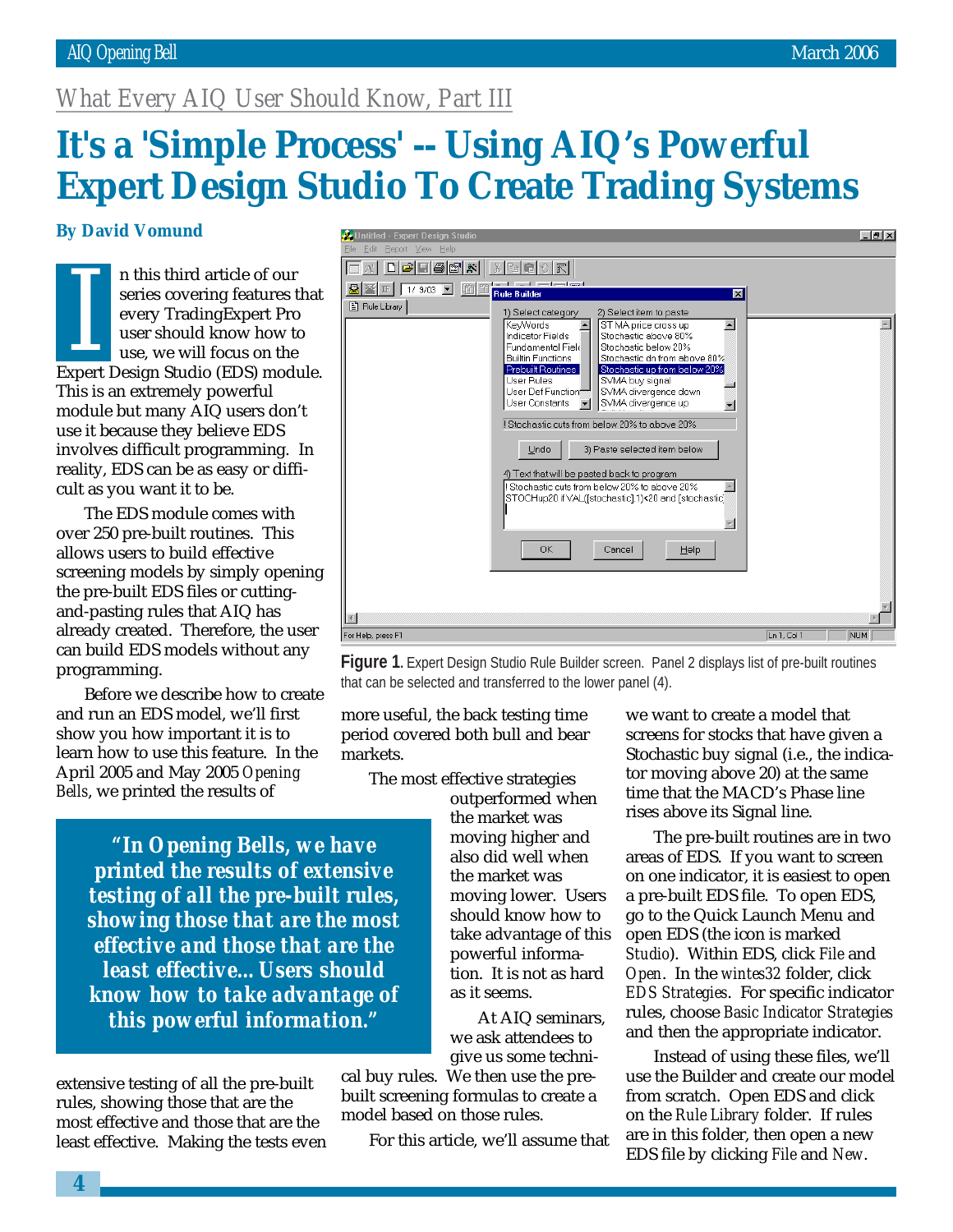*What Every AIQ User Should Know, Part III*

# It's a 'Simple Process' -- Using AIQ's Powerful Expert Design Studio To Create Trading Systems

**By David Vomund**

In this third article of our series covering features that every TradingExpert Pro user should know how to use, we will focus on the Expert Design Studio (EDS) module. This is an extremely powerful module but many AIQ users don't use it because they believe EDS involves difficult programming. In reality, EDS can be as easy or difficult as you want it to be.

The EDS module comes with over 250 pre-built routines. This allows users to build effective screening models by simply opening the pre-built EDS files or cutting-and-pasting rules that AIQ has already created. Therefore, the user can build EDS models without any programming.

Before we describe how to create and run an EDS model, we'll first show you how important it is to learn how to use this feature. In the April 2005 and May 2005 *Opening Bells*, we printed the results of extensive testing of all the pre-built rules, showing those that are the most effective and those that are the least effective. Making the tests even more useful, the back testing time period covered both bull and bear markets.

> **"In Opening Bells, we have printed the results of extensive testing of all the pre-built rules, showing those that are the most effective and those that are the least effective... Users should know how to take advantage of this powerful information."**

**Figure 1.** Expert Design Studio Rule Builder screen. Panel 2 displays list of pre-built routines that can be selected and transferred to the lower panel (4).

The most effective strategies outperformed when the market was moving higher and also did well when the market was moving lower. Users should know how to take advantage of this powerful information. It is not as hard as it seems.

At AIQ seminars, we ask attendees to give us some technical buy rules. We then use the pre-built screening formulas to create a model based on those rules.

For this article, we'll assume that we want to create a model that screens for stocks that have given a Stochastic buy signal (i.e., the indicator moving above 20) at the same time that the MACD's Phase line rises above its Signal line.

The pre-built routines are in two areas of EDS. If you want to screen on one indicator, it is easiest to open a pre-built EDS file. To open EDS, go to the Quick Launch Menu and open EDS (the icon is marked *Studio*). Within EDS, click *File* and *Open*. In the *wintes32* folder, click *EDS Strategies*. For specific indicator rules, choose *Basic Indicator Strategies* and then the appropriate indicator.

Instead of using these files, we'll use the Builder and create our model from scratch. Open EDS and click on the *Rule Library* folder. If rules are in this folder, then open a new EDS file by clicking *File* and *New*.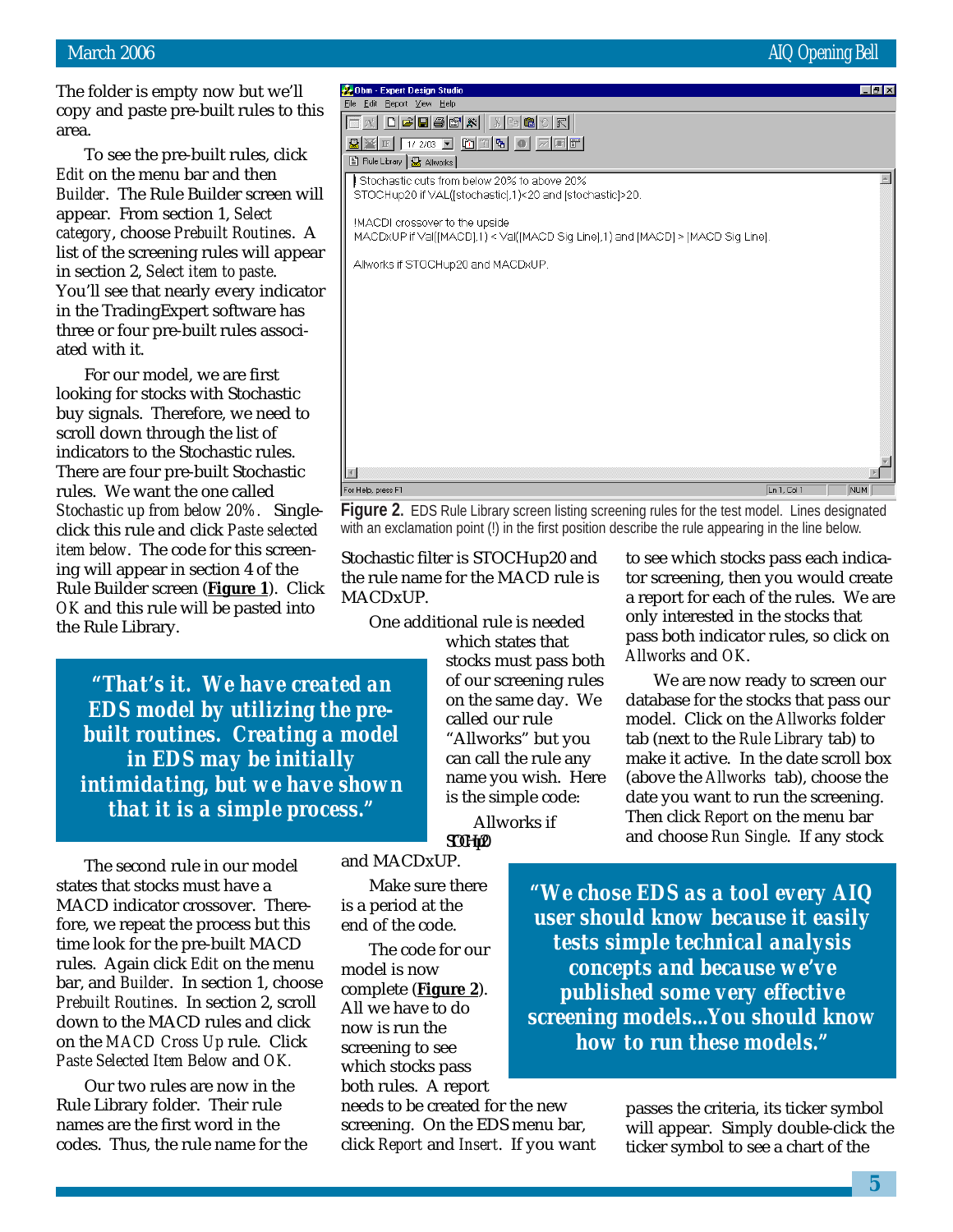The folder is empty now but we'll copy and paste pre-built rules to this area.

To see the pre-built rules, click *Edit* on the menu bar and then *Builder*. The Rule Builder screen will appear. From section 1, *Select category*, choose *Prebuilt Routines*. A list of the screening rules will appear in section 2, *Select item to paste*. You'll see that nearly every indicator in the TradingExpert software has three or four pre-built rules associated with it.

For our model, we are first looking for stocks with Stochastic buy signals. Therefore, we need to scroll down through the list of indicators to the Stochastic rules. There are four pre-built Stochastic rules. We want the one called *Stochastic up from below 20%*. Single-click this rule and click *Paste selected item below*. The code for this screening will appear in section 4 of the Rule Builder screen (**Figure 1**). Click *OK* and this rule will be pasted into the Rule Library.

> **"That's it. We have created an EDS model by utilizing the pre-built routines. Creating a model in EDS may be initially intimidating, but we have shown that it is a simple process."**

The second rule in our model states that stocks must have a MACD indicator crossover. Therefore, we repeat the process but this time look for the pre-built MACD rules. Again click *Edit* on the menu bar, and *Builder*. In section 1, choose *Prebuilt Routines*. In section 2, scroll down to the MACD rules and click on the *MACD Cross Up* rule. Click *Paste Selected Item Below* and *OK*.

Our two rules are now in the Rule Library folder. Their rule names are the first word in the codes. Thus, the rule name for the

```
!Stochastic cuts from below 20% to above 20%
STOCHup20 if VAL([stochastic],1)<20 and [stochastic]>20.

!MACD crossover to the upside
MACDxUP if Val([MACD],1) < Val([MACD Sig Line],1) and [MACD] > [MACD Sig Line].

Allworks if STOCHup20 and MACDxUP.
```

**Figure 2.** EDS Rule Library screen listing screening rules for the test model. Lines designated with an exclamation point (!) in the first position describe the rule appearing in the line below.

Stochastic filter is STOCHup20 and the rule name for the MACD rule is MACDxUP.

One additional rule is needed which states that stocks must pass both of our screening rules on the same day. We called our rule "Allworks" but you can call the rule any name you wish. Here is the simple code:

Allworks if STOCHup20 and MACDxUP.

Make sure there is a period at the end of the code.

The code for our model is now complete (**Figure 2**). All we have to do now is run the screening to see which stocks pass both rules. A report needs to be created for the new screening. On the EDS menu bar, click *Report* and *Insert*. If you want to see which stocks pass each indicator screening, then you would create a report for each of the rules. We are only interested in the stocks that pass both indicator rules, so click on *Allworks* and *OK*.

We are now ready to screen our database for the stocks that pass our model. Click on the *Allworks* folder tab (next to the *Rule Library* tab) to make it active. In the date scroll box (above the *Allworks* tab), choose the date you want to run the screening. Then click *Report* on the menu bar and choose *Run Single*. If any stock passes the criteria, its ticker symbol will appear. Simply double-click the ticker symbol to see a chart of the

> **"We chose EDS as a tool every AIQ user should know because it easily tests simple technical analysis concepts and because we've published some very effective screening models...You should know how to run these models."**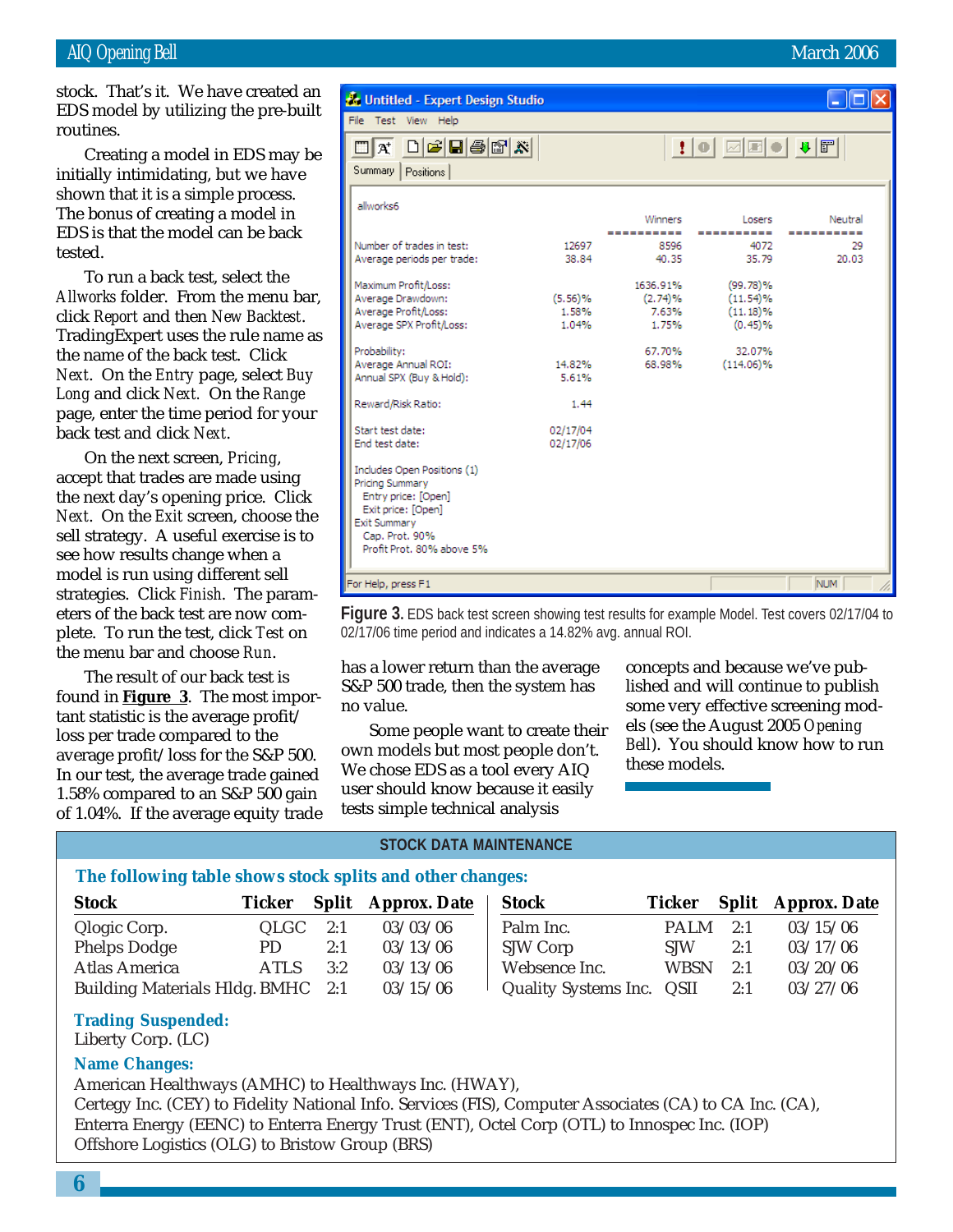stock. That's it. We have created an EDS model by utilizing the pre-built routines.

Creating a model in EDS may be initially intimidating, but we have shown that it is a simple process. The bonus of creating a model in EDS is that the model can be back tested.

To run a back test, select the *Allworks* folder. From the menu bar, click *Report* and then *New Backtest*. TradingExpert uses the rule name as the name of the back test. Click *Next*. On the *Entry* page, select *Buy Long* and click *Next*. On the *Range* page, enter the time period for your back test and click *Next*.

On the next screen, *Pricing*, accept that trades are made using the next day's opening price. Click *Next*. On the *Exit* screen, choose the sell strategy. A useful exercise is to see how results change when a model is run using different sell strategies. Click *Finish*. The parameters of the back test are now complete. To run the test, click *Test* on the menu bar and choose *Run*.

The result of our back test is found in **Figure 3**. The most important statistic is the average profit/loss per trade compared to the average profit/loss for the S&P 500. In our test, the average trade gained 1.58% compared to an S&P 500 gain of 1.04%. If the average equity trade has a lower return than the average S&P 500 trade, then the system has no value.

Some people want to create their own models but most people don't. We chose EDS as a tool every AIQ user should know because it easily tests simple technical analysis concepts and because we've published and will continue to publish some very effective screening models (see the August 2005 *Opening Bell*). You should know how to run these models.

Untitled - Expert Design Studio

allworks6

| | | Winners | Losers | Neutral |
|---|---|---|---|---|
| Number of trades in test: | 12697 | 8596 | 4072 | 29 |
| Average periods per trade: | 38.84 | 40.35 | 35.79 | 20.03 |
| Maximum Profit/Loss: | | 1636.91% | (99.78)% | |
| Average Drawdown: | (5.56)% | (2.74)% | (11.54)% | |
| Average Profit/Loss: | 1.58% | 7.63% | (11.18)% | |
| Average SPX Profit/Loss: | 1.04% | 1.75% | (0.45)% | |
| Probability: | | 67.70% | 32.07% | |
| Average Annual ROI: | 14.82% | 68.98% | (114.06)% | |
| Annual SPX (Buy & Hold): | 5.61% | | | |
| Reward/Risk Ratio: | 1.44 | | | |
| Start test date: | 02/17/04 | | | |
| End test date: | 02/17/06 | | | |

Includes Open Positions (1)
Pricing Summary
  Entry price: [Open]
  Exit price: [Open]
Exit Summary
  Cap. Prot. 90%
  Profit Prot. 80% above 5%

**Figure 3.** EDS back test screen showing test results for example Model. Test covers 02/17/04 to 02/17/06 time period and indicates a 14.82% avg. annual ROI.

## STOCK DATA MAINTENANCE

### The following table shows stock splits and other changes:

| Stock | Ticker | Split | Approx. Date |
|---|---|---|---|
| Qlogic Corp. | QLGC | 2:1 | 03/03/06 |
| Phelps Dodge | PD | 2:1 | 03/13/06 |
| Atlas America | ATLS | 3:2 | 03/13/06 |
| Building Materials Hldg. | BMHC | 2:1 | 03/15/06 |
| Palm Inc. | PALM | 2:1 | 03/15/06 |
| SJW Corp | SJW | 2:1 | 03/17/06 |
| Websence Inc. | WBSN | 2:1 | 03/20/06 |
| Quality Systems Inc. | QSII | 2:1 | 03/27/06 |

**Trading Suspended:**
Liberty Corp. (LC)

**Name Changes:**
American Healthways (AMHC) to Healthways Inc. (HWAY),
Certegy Inc. (CEY) to Fidelity National Info. Services (FIS), Computer Associates (CA) to CA Inc. (CA),
Enterra Energy (EENC) to Enterra Energy Trust (ENT), Octel Corp (OTL) to Innospec Inc. (IOP)
Offshore Logistics (OLG) to Bristow Group (BRS)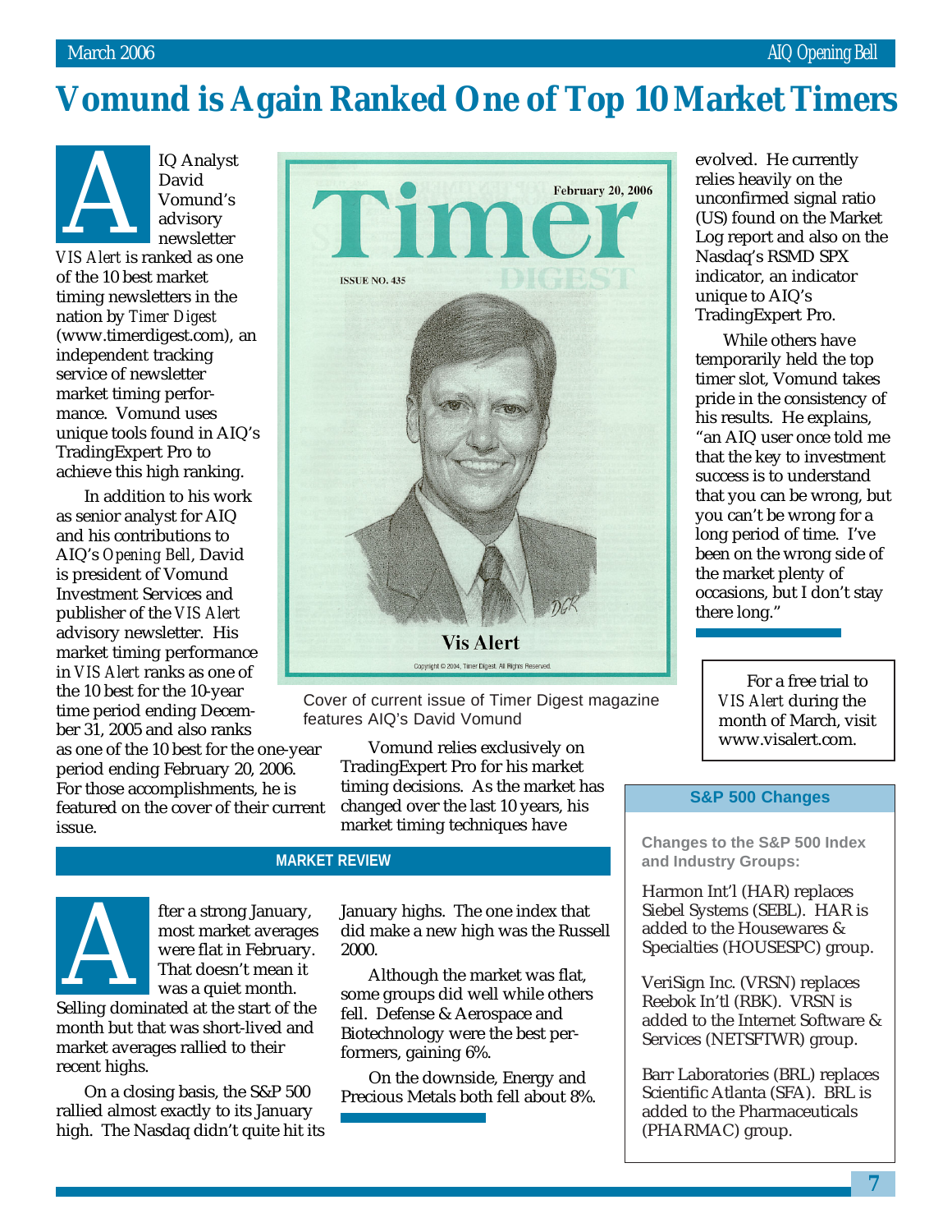# Vomund is Again Ranked One of Top 10 Market Timers

AIQ Analyst David Vomund's advisory newsletter *VIS Alert* is ranked as one of the 10 best market timing newsletters in the nation by *Timer Digest* (www.timerdigest.com), an independent tracking service of newsletter market timing performance. Vomund uses unique tools found in AIQ's TradingExpert Pro to achieve this high ranking.

In addition to his work as senior analyst for AIQ and his contributions to AIQ's *Opening Bell*, David is president of Vomund Investment Services and publisher of the *VIS Alert* advisory newsletter. His market timing performance in *VIS Alert* ranks as one of the 10 best for the 10-year time period ending December 31, 2005 and also ranks as one of the 10 best for the one-year period ending February 20, 2006. For those accomplishments, he is featured on the cover of their current issue.

Cover of current issue of Timer Digest magazine features AIQ's David Vomund

Vomund relies exclusively on TradingExpert Pro for his market timing decisions. As the market has changed over the last 10 years, his market timing techniques have evolved. He currently relies heavily on the unconfirmed signal ratio (US) found on the Market Log report and also on the Nasdaq's RSMD SPX indicator, an indicator unique to AIQ's TradingExpert Pro.

While others have temporarily held the top timer slot, Vomund takes pride in the consistency of his results. He explains, "an AIQ user once told me that the key to investment success is to understand that you can be wrong, but you can't be wrong for a long period of time. I've been on the wrong side of the market plenty of occasions, but I don't stay there long."

For a free trial to *VIS Alert* during the month of March, visit www.visalert.com.

## MARKET REVIEW

After a strong January, most market averages were flat in February. That doesn't mean it was a quiet month. Selling dominated at the start of the month but that was short-lived and market averages rallied to their recent highs.

On a closing basis, the S&P 500 rallied almost exactly to its January high. The Nasdaq didn't quite hit its January highs. The one index that did make a new high was the Russell 2000.

Although the market was flat, some groups did well while others fell. Defense & Aerospace and Biotechnology were the best performers, gaining 6%.

On the downside, Energy and Precious Metals both fell about 8%.

## S&P 500 Changes

**Changes to the S&P 500 Index and Industry Groups:**

Harmon Int'l (HAR) replaces Siebel Systems (SEBL). HAR is added to the Housewares & Specialties (HOUSESPC) group.

VeriSign Inc. (VRSN) replaces Reebok In'tl (RBK). VRSN is added to the Internet Software & Services (NETSFTWR) group.

Barr Laboratories (BRL) replaces Scientific Atlanta (SFA). BRL is added to the Pharmaceuticals (PHARMAC) group.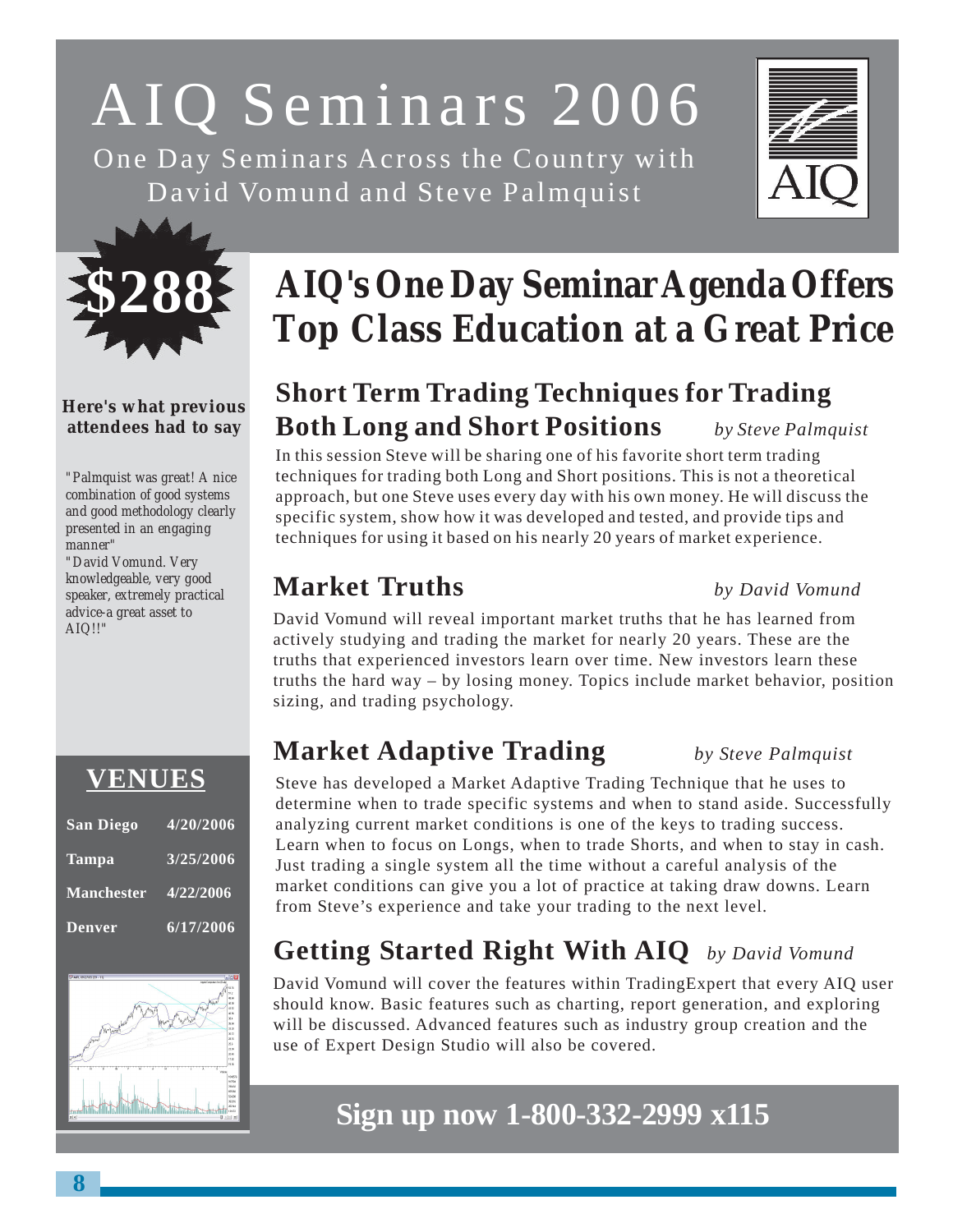# AIQ Seminars 2006

One Day Seminars Across the Country with David Vomund and Steve Palmquist

**$288**

## AIQ's One Day Seminar Agenda Offers Top Class Education at a Great Price

### Short Term Trading Techniques for Trading Both Long and Short Positions *by Steve Palmquist*

In this session Steve will be sharing one of his favorite short term trading techniques for trading both Long and Short positions. This is not a theoretical approach, but one Steve uses every day with his own money. He will discuss the specific system, show how it was developed and tested, and provide tips and techniques for using it based on his nearly 20 years of market experience.

### Market Truths *by David Vomund*

David Vomund will reveal important market truths that he has learned from actively studying and trading the market for nearly 20 years. These are the truths that experienced investors learn over time. New investors learn these truths the hard way – by losing money. Topics include market behavior, position sizing, and trading psychology.

### Market Adaptive Trading *by Steve Palmquist*

Steve has developed a Market Adaptive Trading Technique that he uses to determine when to trade specific systems and when to stand aside. Successfully analyzing current market conditions is one of the keys to trading success. Learn when to focus on Longs, when to trade Shorts, and when to stay in cash. Just trading a single system all the time without a careful analysis of the market conditions can give you a lot of practice at taking draw downs. Learn from Steve's experience and take your trading to the next level.

### Getting Started Right With AIQ *by David Vomund*

David Vomund will cover the features within TradingExpert that every AIQ user should know. Basic features such as charting, report generation, and exploring will be discussed. Advanced features such as industry group creation and the use of Expert Design Studio will also be covered.

**Here's what previous attendees had to say**

*"Palmquist was great! A nice combination of good systems and good methodology clearly presented in an engaging manner"*

*"David Vomund. Very knowledgeable, very good speaker, extremely practical advice-a great asset to AIQ!!"*

## VENUES

| Venue | Date |
|---|---|
| San Diego | 4/20/2006 |
| Tampa | 3/25/2006 |
| Manchester | 4/22/2006 |
| Denver | 6/17/2006 |

**Sign up now 1-800-332-2999 x115**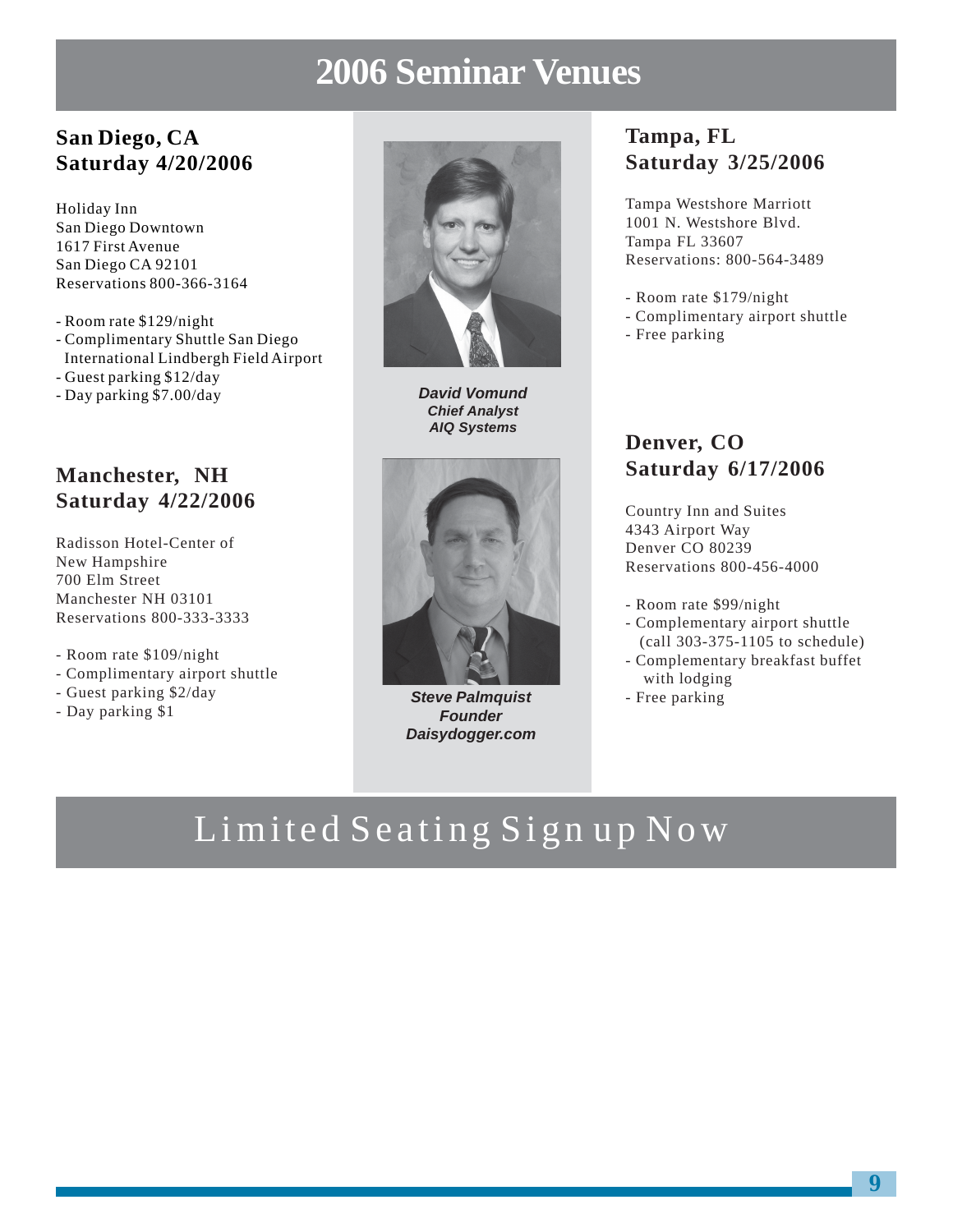# 2006 Seminar Venues

## San Diego, CA
## Saturday 4/20/2006

Holiday Inn
San Diego Downtown
1617 First Avenue
San Diego CA 92101
Reservations 800-366-3164

- Room rate $129/night
- Complimentary Shuttle San Diego International Lindbergh Field Airport
- Guest parking $12/day
- Day parking $7.00/day

## Manchester, NH
## Saturday 4/22/2006

Radisson Hotel-Center of New Hampshire
700 Elm Street
Manchester NH 03101
Reservations 800-333-3333

- Room rate $109/night
- Complimentary airport shuttle
- Guest parking $2/day
- Day parking $1

***David Vomund***
***Chief Analyst***
***AIQ Systems***

***Steve Palmquist***
***Founder***
***Daisydogger.com***

## Tampa, FL
## Saturday 3/25/2006

Tampa Westshore Marriott
1001 N. Westshore Blvd.
Tampa FL 33607
Reservations: 800-564-3489

- Room rate $179/night
- Complimentary airport shuttle
- Free parking

## Denver, CO
## Saturday 6/17/2006

Country Inn and Suites
4343 Airport Way
Denver CO 80239
Reservations 800-456-4000

- Room rate $99/night
- Complementary airport shuttle (call 303-375-1105 to schedule)
- Complementary breakfast buffet with lodging
- Free parking

# Limited Seating Sign up Now